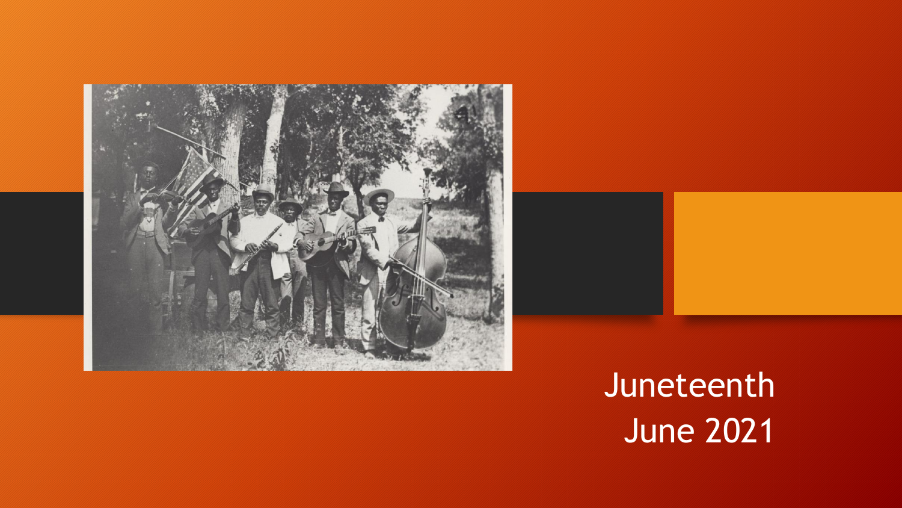# Juneteenth

June 2021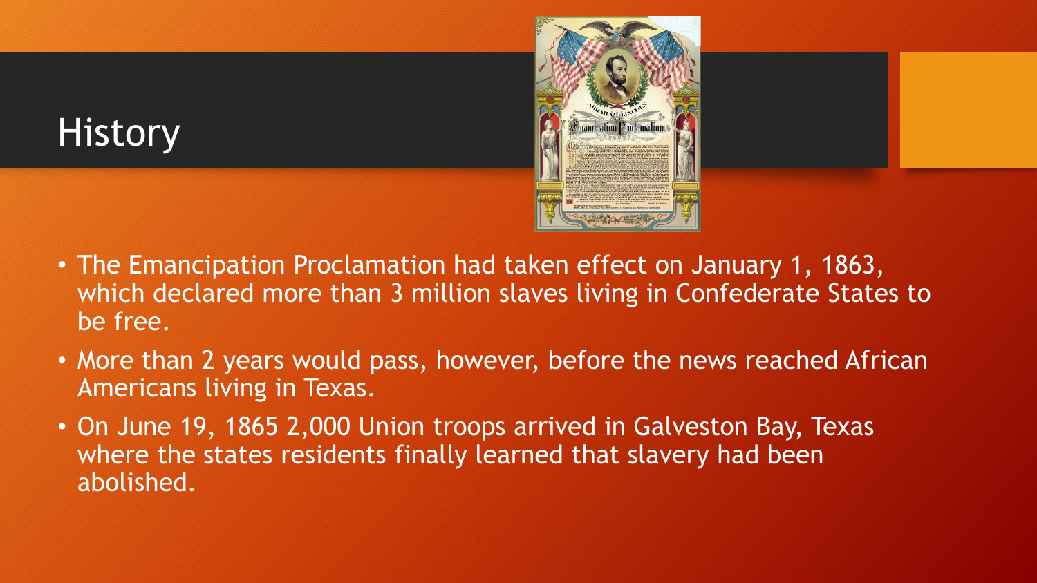# History

- The Emancipation Proclamation had taken effect on January 1, 1863, which declared more than 3 million slaves living in Confederate States to be free.
- More than 2 years would pass, however, before the news reached African Americans living in Texas.
- On June 19, 1865 2,000 Union troops arrived in Galveston Bay, Texas where the states residents finally learned that slavery had been abolished.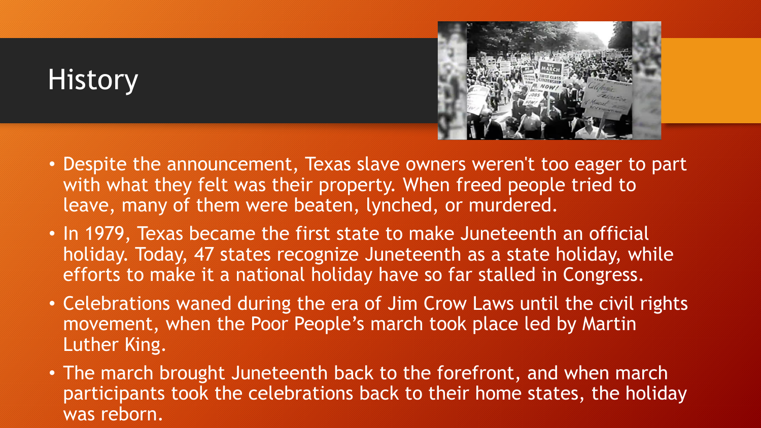# History

- Despite the announcement, Texas slave owners weren't too eager to part with what they felt was their property. When freed people tried to leave, many of them were beaten, lynched, or murdered.
- In 1979, Texas became the first state to make Juneteenth an official holiday. Today, 47 states recognize Juneteenth as a state holiday, while efforts to make it a national holiday have so far stalled in Congress.
- Celebrations waned during the era of Jim Crow Laws until the civil rights movement, when the Poor People's march took place led by Martin Luther King.
- The march brought Juneteenth back to the forefront, and when march participants took the celebrations back to their home states, the holiday was reborn.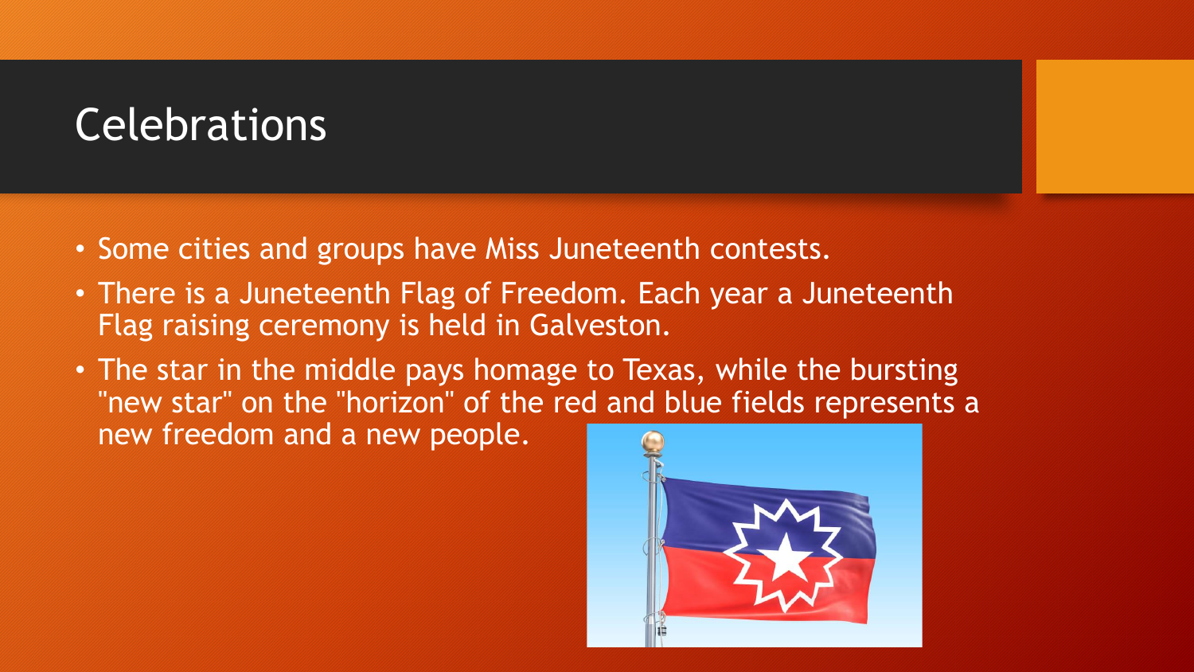# Celebrations

- Some cities and groups have Miss Juneteenth contests.
- There is a Juneteenth Flag of Freedom. Each year a Juneteenth Flag raising ceremony is held in Galveston.
- The star in the middle pays homage to Texas, while the bursting "new star" on the "horizon" of the red and blue fields represents a new freedom and a new people.